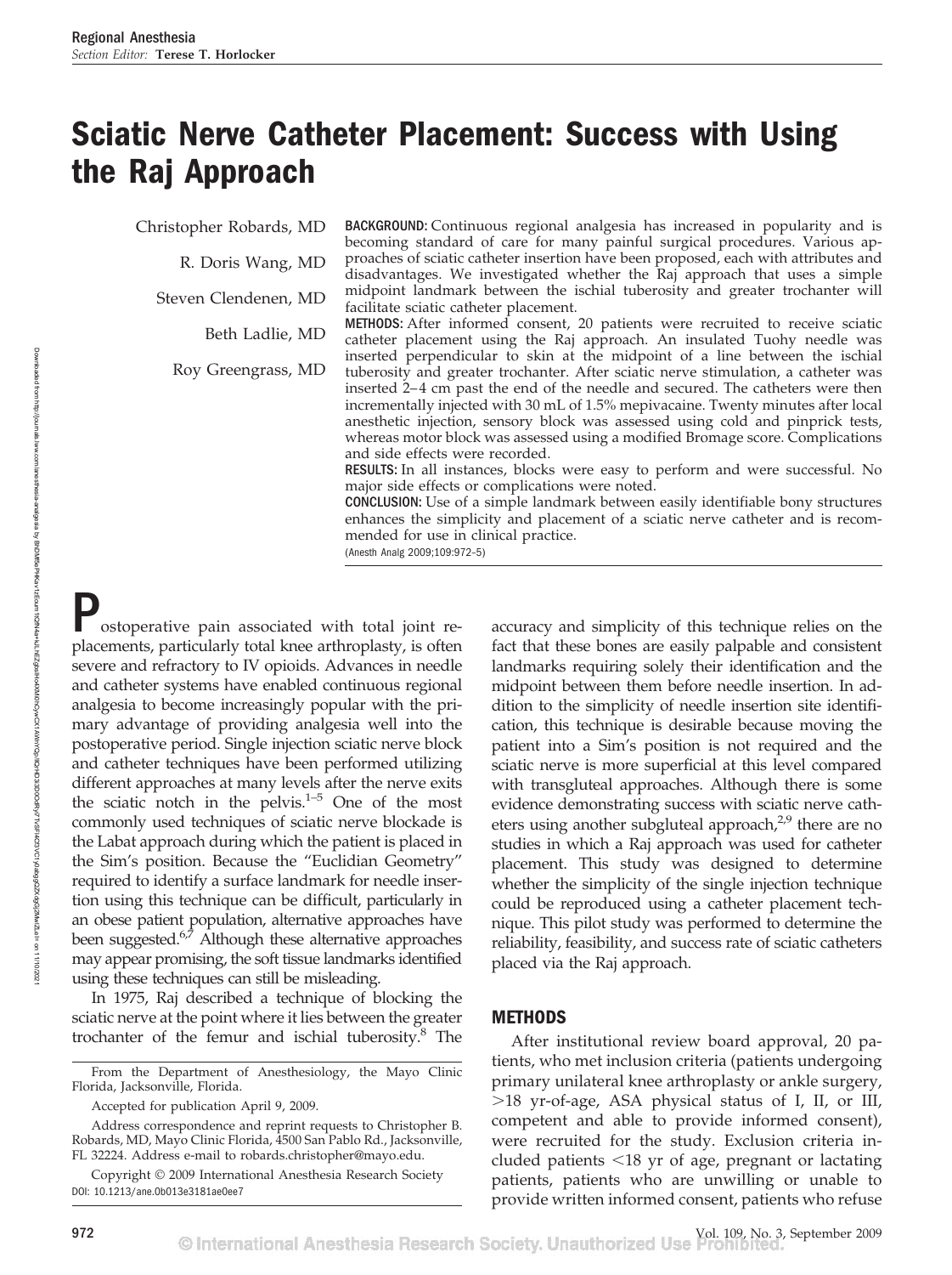Regional Anesthesia
*Section Editor:* **Terese T. Horlocker**

# Sciatic Nerve Catheter Placement: Success with Using the Raj Approach

Christopher Robards, MD

R. Doris Wang, MD

Steven Clendenen, MD

Beth Ladlie, MD

Roy Greengrass, MD

**BACKGROUND:** Continuous regional analgesia has increased in popularity and is becoming standard of care for many painful surgical procedures. Various approaches of sciatic catheter insertion have been proposed, each with attributes and disadvantages. We investigated whether the Raj approach that uses a simple midpoint landmark between the ischial tuberosity and greater trochanter will facilitate sciatic catheter placement.

**METHODS:** After informed consent, 20 patients were recruited to receive sciatic catheter placement using the Raj approach. An insulated Tuohy needle was inserted perpendicular to skin at the midpoint of a line between the ischial tuberosity and greater trochanter. After sciatic nerve stimulation, a catheter was inserted 2–4 cm past the end of the needle and secured. The catheters were then incrementally injected with 30 mL of 1.5% mepivacaine. Twenty minutes after local anesthetic injection, sensory block was assessed using cold and pinprick tests, whereas motor block was assessed using a modified Bromage score. Complications and side effects were recorded.

**RESULTS:** In all instances, blocks were easy to perform and were successful. No major side effects or complications were noted.

**CONCLUSION:** Use of a simple landmark between easily identifiable bony structures enhances the simplicity and placement of a sciatic nerve catheter and is recommended for use in clinical practice.

(Anesth Analg 2009;109:972–5)

Postoperative pain associated with total joint replacements, particularly total knee arthroplasty, is often severe and refractory to IV opioids. Advances in needle and catheter systems have enabled continuous regional analgesia to become increasingly popular with the primary advantage of providing analgesia well into the postoperative period. Single injection sciatic nerve block and catheter techniques have been performed utilizing different approaches at many levels after the nerve exits the sciatic notch in the pelvis.[1–5] One of the most commonly used techniques of sciatic nerve blockade is the Labat approach during which the patient is placed in the Sim's position. Because the "Euclidian Geometry" required to identify a surface landmark for needle insertion using this technique can be difficult, particularly in an obese patient population, alternative approaches have been suggested.[6,7] Although these alternative approaches may appear promising, the soft tissue landmarks identified using these techniques can still be misleading.

In 1975, Raj described a technique of blocking the sciatic nerve at the point where it lies between the greater trochanter of the femur and ischial tuberosity.[8] The accuracy and simplicity of this technique relies on the fact that these bones are easily palpable and consistent landmarks requiring solely their identification and the midpoint between them before needle insertion. In addition to the simplicity of needle insertion site identification, this technique is desirable because moving the patient into a Sim's position is not required and the sciatic nerve is more superficial at this level compared with transgluteal approaches. Although there is some evidence demonstrating success with sciatic nerve catheters using another subgluteal approach,[2,9] there are no studies in which a Raj approach was used for catheter placement. This study was designed to determine whether the simplicity of the single injection technique could be reproduced using a catheter placement technique. This pilot study was performed to determine the reliability, feasibility, and success rate of sciatic catheters placed via the Raj approach.

## METHODS

After institutional review board approval, 20 patients, who met inclusion criteria (patients undergoing primary unilateral knee arthroplasty or ankle surgery, >18 yr-of-age, ASA physical status of I, II, or III, competent and able to provide informed consent), were recruited for the study. Exclusion criteria included patients <18 yr of age, pregnant or lactating patients, patients who are unwilling or unable to provide written informed consent, patients who refuse

From the Department of Anesthesiology, the Mayo Clinic Florida, Jacksonville, Florida.

Accepted for publication April 9, 2009.

Address correspondence and reprint requests to Christopher B. Robards, MD, Mayo Clinic Florida, 4500 San Pablo Rd., Jacksonville, FL 32224. Address e-mail to robards.christopher@mayo.edu.

Copyright © 2009 International Anesthesia Research Society
DOI: 10.1213/ane.0b013e3181ae0ee7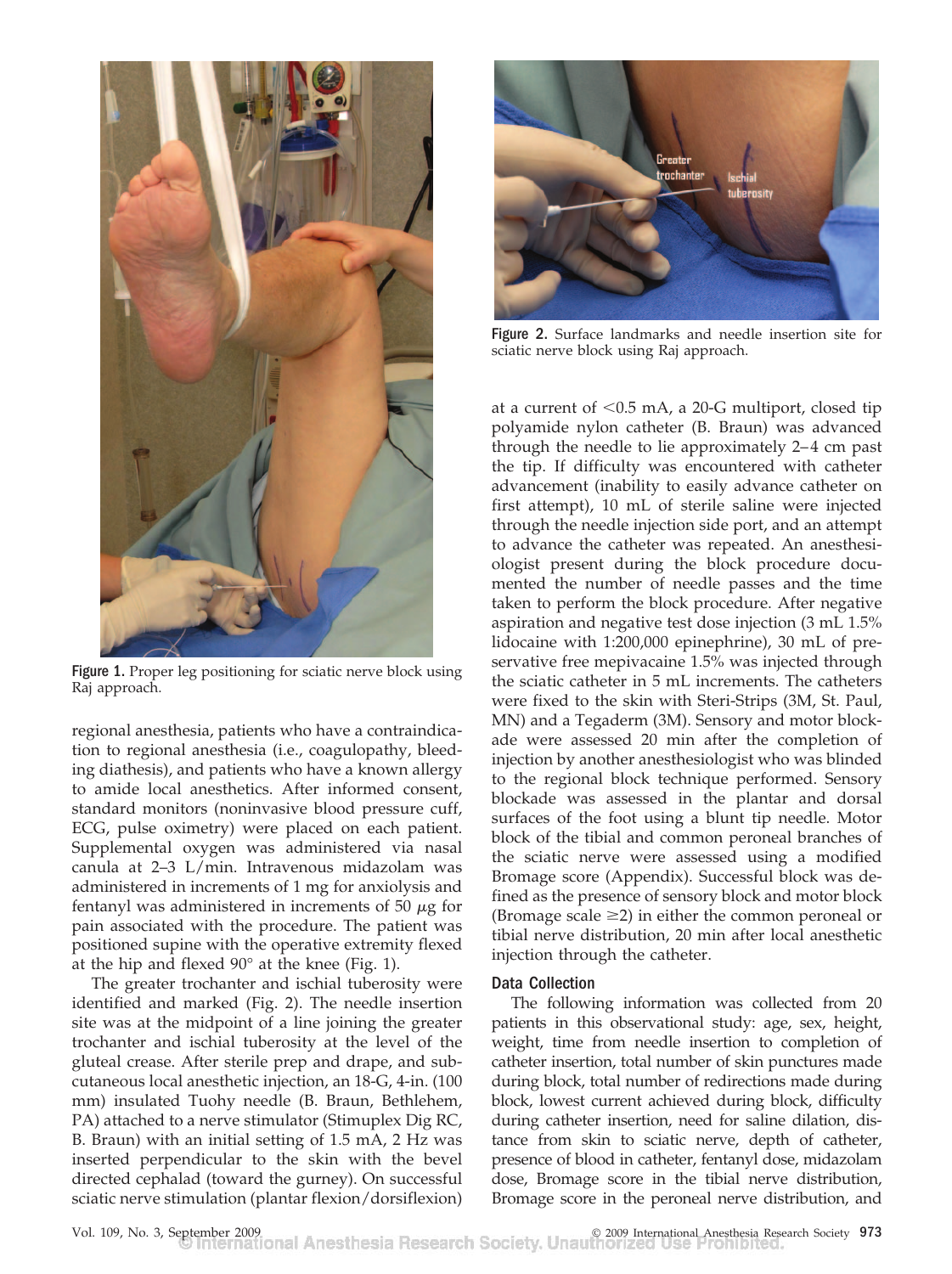Figure 1. Proper leg positioning for sciatic nerve block using Raj approach.

Figure 2. Surface landmarks and needle insertion site for sciatic nerve block using Raj approach.

regional anesthesia, patients who have a contraindication to regional anesthesia (i.e., coagulopathy, bleeding diathesis), and patients who have a known allergy to amide local anesthetics. After informed consent, standard monitors (noninvasive blood pressure cuff, ECG, pulse oximetry) were placed on each patient. Supplemental oxygen was administered via nasal canula at 2–3 L/min. Intravenous midazolam was administered in increments of 1 mg for anxiolysis and fentanyl was administered in increments of 50 $\mu$g for pain associated with the procedure. The patient was positioned supine with the operative extremity flexed at the hip and flexed 90° at the knee (Fig. 1).

The greater trochanter and ischial tuberosity were identified and marked (Fig. 2). The needle insertion site was at the midpoint of a line joining the greater trochanter and ischial tuberosity at the level of the gluteal crease. After sterile prep and drape, and subcutaneous local anesthetic injection, an 18-G, 4-in. (100 mm) insulated Tuohy needle (B. Braun, Bethlehem, PA) attached to a nerve stimulator (Stimuplex Dig RC, B. Braun) with an initial setting of 1.5 mA, 2 Hz was inserted perpendicular to the skin with the bevel directed cephalad (toward the gurney). On successful sciatic nerve stimulation (plantar flexion/dorsiflexion) at a current of <0.5 mA, a 20-G multiport, closed tip polyamide nylon catheter (B. Braun) was advanced through the needle to lie approximately 2–4 cm past the tip. If difficulty was encountered with catheter advancement (inability to easily advance catheter on first attempt), 10 mL of sterile saline were injected through the needle injection side port, and an attempt to advance the catheter was repeated. An anesthesiologist present during the block procedure documented the number of needle passes and the time taken to perform the block procedure. After negative aspiration and negative test dose injection (3 mL 1.5% lidocaine with 1:200,000 epinephrine), 30 mL of preservative free mepivacaine 1.5% was injected through the sciatic catheter in 5 mL increments. The catheters were fixed to the skin with Steri-Strips (3M, St. Paul, MN) and a Tegaderm (3M). Sensory and motor blockade were assessed 20 min after the completion of injection by another anesthesiologist who was blinded to the regional block technique performed. Sensory blockade was assessed in the plantar and dorsal surfaces of the foot using a blunt tip needle. Motor block of the tibial and common peroneal branches of the sciatic nerve were assessed using a modified Bromage score (Appendix). Successful block was defined as the presence of sensory block and motor block (Bromage scale ≥2) in either the common peroneal or tibial nerve distribution, 20 min after local anesthetic injection through the catheter.

### Data Collection

The following information was collected from 20 patients in this observational study: age, sex, height, weight, time from needle insertion to completion of catheter insertion, total number of skin punctures made during block, total number of redirections made during block, lowest current achieved during block, difficulty during catheter insertion, need for saline dilation, distance from skin to sciatic nerve, depth of catheter, presence of blood in catheter, fentanyl dose, midazolam dose, Bromage score in the tibial nerve distribution, Bromage score in the peroneal nerve distribution, and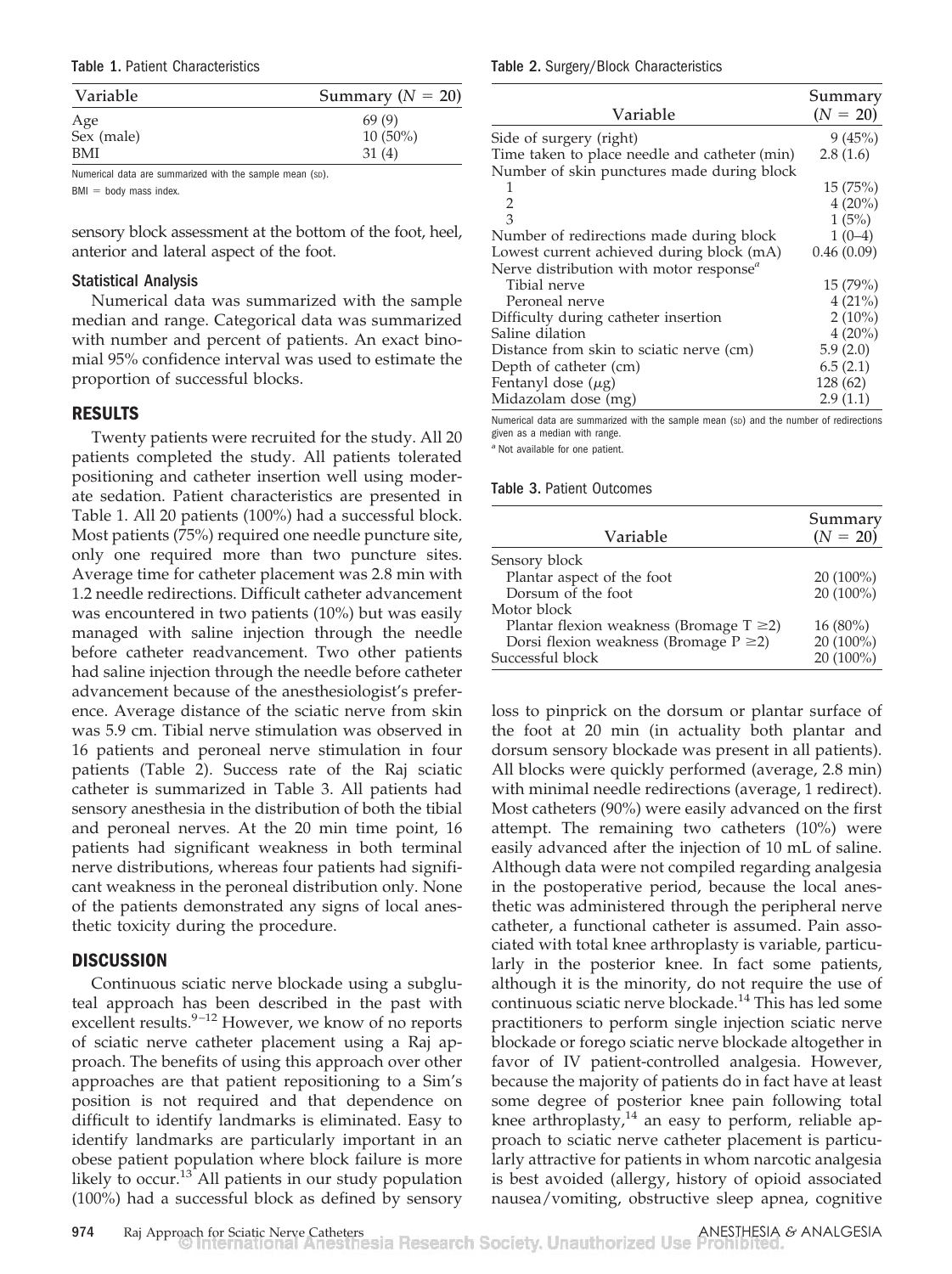**Table 1.** Patient Characteristics

| Variable | Summary ($N = 20$) |
|---|---|
| Age | 69 (9) |
| Sex (male) | 10 (50%) |
| BMI | 31 (4) |

Numerical data are summarized with the sample mean (SD).

BMI = body mass index.

sensory block assessment at the bottom of the foot, heel, anterior and lateral aspect of the foot.

### Statistical Analysis

Numerical data was summarized with the sample median and range. Categorical data was summarized with number and percent of patients. An exact binomial 95% confidence interval was used to estimate the proportion of successful blocks.

## RESULTS

Twenty patients were recruited for the study. All 20 patients completed the study. All patients tolerated positioning and catheter insertion well using moderate sedation. Patient characteristics are presented in Table 1. All 20 patients (100%) had a successful block. Most patients (75%) required one needle puncture site, only one required more than two puncture sites. Average time for catheter placement was 2.8 min with 1.2 needle redirections. Difficult catheter advancement was encountered in two patients (10%) but was easily managed with saline injection through the needle before catheter readvancement. Two other patients had saline injection through the needle before catheter advancement because of the anesthesiologist's preference. Average distance of the sciatic nerve from skin was 5.9 cm. Tibial nerve stimulation was observed in 16 patients and peroneal nerve stimulation in four patients (Table 2). Success rate of the Raj sciatic catheter is summarized in Table 3. All patients had sensory anesthesia in the distribution of both the tibial and peroneal nerves. At the 20 min time point, 16 patients had significant weakness in both terminal nerve distributions, whereas four patients had significant weakness in the peroneal distribution only. None of the patients demonstrated any signs of local anesthetic toxicity during the procedure.

## DISCUSSION

Continuous sciatic nerve blockade using a subgluteal approach has been described in the past with excellent results.[9–12] However, we know of no reports of sciatic nerve catheter placement using a Raj approach. The benefits of using this approach over other approaches are that patient repositioning to a Sim's position is not required and that dependence on difficult to identify landmarks is eliminated. Easy to identify landmarks are particularly important in an obese patient population where block failure is more likely to occur.[13] All patients in our study population (100%) had a successful block as defined by sensory

**Table 2.** Surgery/Block Characteristics

| Variable | Summary ($N = 20$) |
|---|---|
| Side of surgery (right) | 9 (45%) |
| Time taken to place needle and catheter (min) | 2.8 (1.6) |
| Number of skin punctures made during block | |
| 1 | 15 (75%) |
| 2 | 4 (20%) |
| 3 | 1 (5%) |
| Number of redirections made during block | 1 (0–4) |
| Lowest current achieved during block (mA) | 0.46 (0.09) |
| Nerve distribution with motor response[a] | |
| Tibial nerve | 15 (79%) |
| Peroneal nerve | 4 (21%) |
| Difficulty during catheter insertion | 2 (10%) |
| Saline dilation | 4 (20%) |
| Distance from skin to sciatic nerve (cm) | 5.9 (2.0) |
| Depth of catheter (cm) | 6.5 (2.1) |
| Fentanyl dose ($\mu$g) | 128 (62) |
| Midazolam dose (mg) | 2.9 (1.1) |

Numerical data are summarized with the sample mean (SD) and the number of redirections given as a median with range.

[a] Not available for one patient.

**Table 3.** Patient Outcomes

| Variable | Summary ($N = 20$) |
|---|---|
| Sensory block | |
| Plantar aspect of the foot | 20 (100%) |
| Dorsum of the foot | 20 (100%) |
| Motor block | |
| Plantar flexion weakness (Bromage T $\geq$2) | 16 (80%) |
| Dorsi flexion weakness (Bromage P $\geq$2) | 20 (100%) |
| Successful block | 20 (100%) |

loss to pinprick on the dorsum or plantar surface of the foot at 20 min (in actuality both plantar and dorsum sensory blockade was present in all patients). All blocks were quickly performed (average, 2.8 min) with minimal needle redirections (average, 1 redirect). Most catheters (90%) were easily advanced on the first attempt. The remaining two catheters (10%) were easily advanced after the injection of 10 mL of saline. Although data were not compiled regarding analgesia in the postoperative period, because the local anesthetic was administered through the peripheral nerve catheter, a functional catheter is assumed. Pain associated with total knee arthroplasty is variable, particularly in the posterior knee. In fact some patients, although it is the minority, do not require the use of continuous sciatic nerve blockade.[14] This has led some practitioners to perform single injection sciatic nerve blockade or forego sciatic nerve blockade altogether in favor of IV patient-controlled analgesia. However, because the majority of patients do in fact have at least some degree of posterior knee pain following total knee arthroplasty,[14] an easy to perform, reliable approach to sciatic nerve catheter placement is particularly attractive for patients in whom narcotic analgesia is best avoided (allergy, history of opioid associated nausea/vomiting, obstructive sleep apnea, cognitive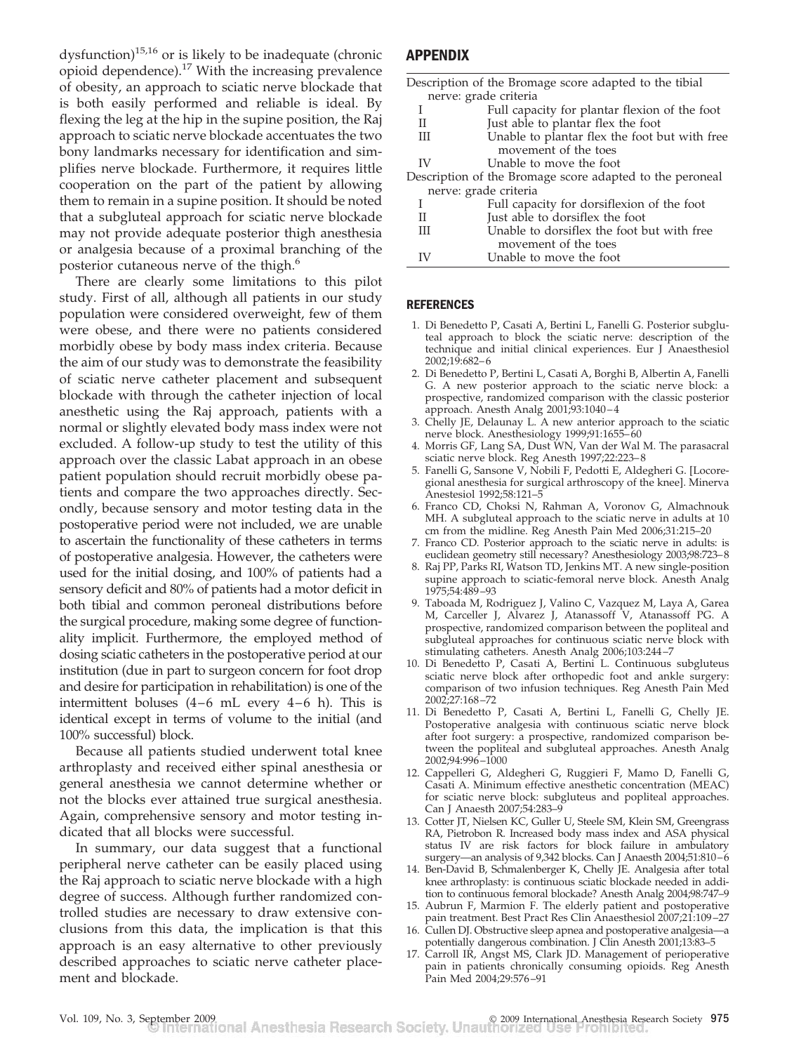dysfunction)[15,16] or is likely to be inadequate (chronic opioid dependence).[17] With the increasing prevalence of obesity, an approach to sciatic nerve blockade that is both easily performed and reliable is ideal. By flexing the leg at the hip in the supine position, the Raj approach to sciatic nerve blockade accentuates the two bony landmarks necessary for identification and simplifies nerve blockade. Furthermore, it requires little cooperation on the part of the patient by allowing them to remain in a supine position. It should be noted that a subgluteal approach for sciatic nerve blockade may not provide adequate posterior thigh anesthesia or analgesia because of a proximal branching of the posterior cutaneous nerve of the thigh.[6]

There are clearly some limitations to this pilot study. First of all, although all patients in our study population were considered overweight, few of them were obese, and there were no patients considered morbidly obese by body mass index criteria. Because the aim of our study was to demonstrate the feasibility of sciatic nerve catheter placement and subsequent blockade with through the catheter injection of local anesthetic using the Raj approach, patients with a normal or slightly elevated body mass index were not excluded. A follow-up study to test the utility of this approach over the classic Labat approach in an obese patient population should recruit morbidly obese patients and compare the two approaches directly. Secondly, because sensory and motor testing data in the postoperative period were not included, we are unable to ascertain the functionality of these catheters in terms of postoperative analgesia. However, the catheters were used for the initial dosing, and 100% of patients had a sensory deficit and 80% of patients had a motor deficit in both tibial and common peroneal distributions before the surgical procedure, making some degree of functionality implicit. Furthermore, the employed method of dosing sciatic catheters in the postoperative period at our institution (due in part to surgeon concern for foot drop and desire for participation in rehabilitation) is one of the intermittent boluses (4–6 mL every 4–6 h). This is identical except in terms of volume to the initial (and 100% successful) block.

Because all patients studied underwent total knee arthroplasty and received either spinal anesthesia or general anesthesia we cannot determine whether or not the blocks ever attained true surgical anesthesia. Again, comprehensive sensory and motor testing indicated that all blocks were successful.

In summary, our data suggest that a functional peripheral nerve catheter can be easily placed using the Raj approach to sciatic nerve blockade with a high degree of success. Although further randomized controlled studies are necessary to draw extensive conclusions from this data, the implication is that this approach is an easy alternative to other previously described approaches to sciatic nerve catheter placement and blockade.

## APPENDIX

| | |
|---|---|
| Description of the Bromage score adapted to the tibial nerve: grade criteria | |
| I | Full capacity for plantar flexion of the foot |
| II | Just able to plantar flex the foot |
| III | Unable to plantar flex the foot but with free movement of the toes |
| IV | Unable to move the foot |
| Description of the Bromage score adapted to the peroneal nerve: grade criteria | |
| I | Full capacity for dorsiflexion of the foot |
| II | Just able to dorsiflex the foot |
| III | Unable to dorsiflex the foot but with free movement of the toes |
| IV | Unable to move the foot |

## REFERENCES

1. Di Benedetto P, Casati A, Bertini L, Fanelli G. Posterior subgluteal approach to block the sciatic nerve: description of the technique and initial clinical experiences. Eur J Anaesthesiol 2002;19:682–6
2. Di Benedetto P, Bertini L, Casati A, Borghi B, Albertin A, Fanelli G. A new posterior approach to the sciatic nerve block: a prospective, randomized comparison with the classic posterior approach. Anesth Analg 2001;93:1040–4
3. Chelly JE, Delaunay L. A new anterior approach to the sciatic nerve block. Anesthesiology 1999;91:1655–60
4. Morris GF, Lang SA, Dust WN, Van der Wal M. The parasacral sciatic nerve block. Reg Anesth 1997;22:223–8
5. Fanelli G, Sansone V, Nobili F, Pedotti E, Aldegheri G. [Locoregional anesthesia for surgical arthroscopy of the knee]. Minerva Anestesiol 1992;58:121–5
6. Franco CD, Choksi N, Rahman A, Voronov G, Almachnouk MH. A subgluteal approach to the sciatic nerve in adults at 10 cm from the midline. Reg Anesth Pain Med 2006;31:215–20
7. Franco CD. Posterior approach to the sciatic nerve in adults: is euclidean geometry still necessary? Anesthesiology 2003;98:723–8
8. Raj PP, Parks RI, Watson TD, Jenkins MT. A new single-position supine approach to sciatic-femoral nerve block. Anesth Analg 1975;54:489–93
9. Taboada M, Rodriguez J, Valino C, Vazquez M, Laya A, Garea M, Carceller J, Alvarez J, Atanassoff V, Atanassoff PG. A prospective, randomized comparison between the popliteal and subgluteal approaches for continuous sciatic nerve block with stimulating catheters. Anesth Analg 2006;103:244–7
10. Di Benedetto P, Casati A, Bertini L. Continuous subgluteus sciatic nerve block after orthopedic foot and ankle surgery: comparison of two infusion techniques. Reg Anesth Pain Med 2002;27:168–72
11. Di Benedetto P, Casati A, Bertini L, Fanelli G, Chelly JE. Postoperative analgesia with continuous sciatic nerve block after foot surgery: a prospective, randomized comparison between the popliteal and subgluteal approaches. Anesth Analg 2002;94:996–1000
12. Cappelleri G, Aldegheri G, Ruggieri F, Mamo D, Fanelli G, Casati A. Minimum effective anesthetic concentration (MEAC) for sciatic nerve block: subgluteus and popliteal approaches. Can J Anaesth 2007;54:283–9
13. Cotter JT, Nielsen KC, Guller U, Steele SM, Klein SM, Greengrass RA, Pietrobon R. Increased body mass index and ASA physical status IV are risk factors for block failure in ambulatory surgery—an analysis of 9,342 blocks. Can J Anaesth 2004;51:810–6
14. Ben-David B, Schmalenberger K, Chelly JE. Analgesia after total knee arthroplasty: is continuous sciatic blockade needed in addition to continuous femoral blockade? Anesth Analg 2004;98:747–9
15. Aubrun F, Marmion F. The elderly patient and postoperative pain treatment. Best Pract Res Clin Anaesthesiol 2007;21:109–27
16. Cullen DJ. Obstructive sleep apnea and postoperative analgesia—a potentially dangerous combination. J Clin Anesth 2001;13:83–5
17. Carroll IR, Angst MS, Clark JD. Management of perioperative pain in patients chronically consuming opioids. Reg Anesth Pain Med 2004;29:576–91